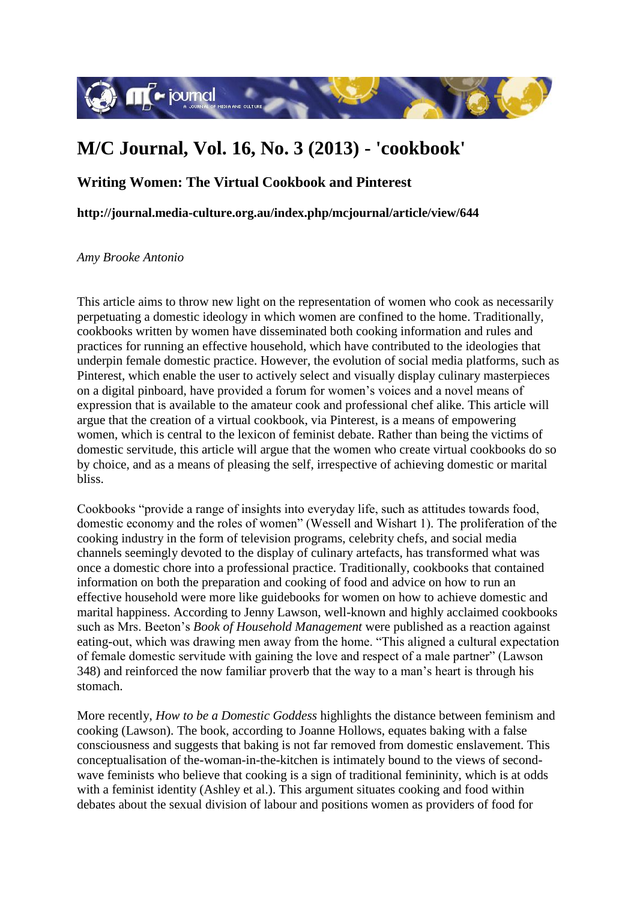# M/C Journal, Vol. 16, No. 3 (2013) - 'cookbook'

## Writing Women: The Virtual Cookbook and Pinterest

**http://journal.media-culture.org.au/index.php/mcjournal/article/view/644**

*Amy Brooke Antonio*

This article aims to throw new light on the representation of women who cook as necessarily perpetuating a domestic ideology in which women are confined to the home. Traditionally, cookbooks written by women have disseminated both cooking information and rules and practices for running an effective household, which have contributed to the ideologies that underpin female domestic practice. However, the evolution of social media platforms, such as Pinterest, which enable the user to actively select and visually display culinary masterpieces on a digital pinboard, have provided a forum for women's voices and a novel means of expression that is available to the amateur cook and professional chef alike. This article will argue that the creation of a virtual cookbook, via Pinterest, is a means of empowering women, which is central to the lexicon of feminist debate. Rather than being the victims of domestic servitude, this article will argue that the women who create virtual cookbooks do so by choice, and as a means of pleasing the self, irrespective of achieving domestic or marital bliss.

Cookbooks "provide a range of insights into everyday life, such as attitudes towards food, domestic economy and the roles of women" (Wessell and Wishart 1). The proliferation of the cooking industry in the form of television programs, celebrity chefs, and social media channels seemingly devoted to the display of culinary artefacts, has transformed what was once a domestic chore into a professional practice. Traditionally, cookbooks that contained information on both the preparation and cooking of food and advice on how to run an effective household were more like guidebooks for women on how to achieve domestic and marital happiness. According to Jenny Lawson, well-known and highly acclaimed cookbooks such as Mrs. Beeton's *Book of Household Management* were published as a reaction against eating-out, which was drawing men away from the home. "This aligned a cultural expectation of female domestic servitude with gaining the love and respect of a male partner" (Lawson 348) and reinforced the now familiar proverb that the way to a man's heart is through his stomach.

More recently, *How to be a Domestic Goddess* highlights the distance between feminism and cooking (Lawson). The book, according to Joanne Hollows, equates baking with a false consciousness and suggests that baking is not far removed from domestic enslavement. This conceptualisation of the-woman-in-the-kitchen is intimately bound to the views of second-wave feminists who believe that cooking is a sign of traditional femininity, which is at odds with a feminist identity (Ashley et al.). This argument situates cooking and food within debates about the sexual division of labour and positions women as providers of food for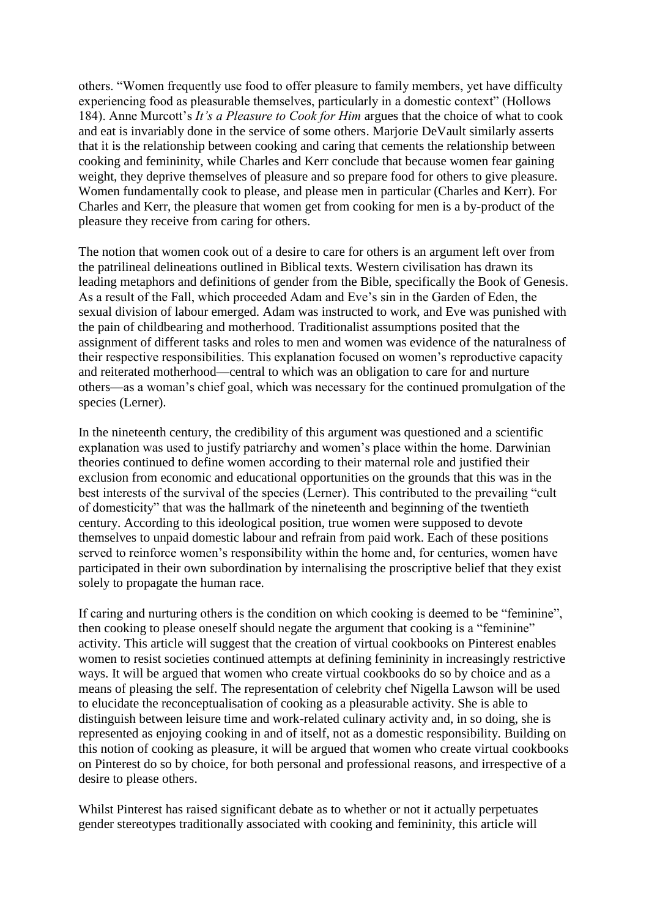others. "Women frequently use food to offer pleasure to family members, yet have difficulty experiencing food as pleasurable themselves, particularly in a domestic context" (Hollows 184). Anne Murcott's *It's a Pleasure to Cook for Him* argues that the choice of what to cook and eat is invariably done in the service of some others. Marjorie DeVault similarly asserts that it is the relationship between cooking and caring that cements the relationship between cooking and femininity, while Charles and Kerr conclude that because women fear gaining weight, they deprive themselves of pleasure and so prepare food for others to give pleasure. Women fundamentally cook to please, and please men in particular (Charles and Kerr). For Charles and Kerr, the pleasure that women get from cooking for men is a by-product of the pleasure they receive from caring for others.

The notion that women cook out of a desire to care for others is an argument left over from the patrilineal delineations outlined in Biblical texts. Western civilisation has drawn its leading metaphors and definitions of gender from the Bible, specifically the Book of Genesis. As a result of the Fall, which proceeded Adam and Eve's sin in the Garden of Eden, the sexual division of labour emerged. Adam was instructed to work, and Eve was punished with the pain of childbearing and motherhood. Traditionalist assumptions posited that the assignment of different tasks and roles to men and women was evidence of the naturalness of their respective responsibilities. This explanation focused on women's reproductive capacity and reiterated motherhood—central to which was an obligation to care for and nurture others—as a woman's chief goal, which was necessary for the continued promulgation of the species (Lerner).

In the nineteenth century, the credibility of this argument was questioned and a scientific explanation was used to justify patriarchy and women's place within the home. Darwinian theories continued to define women according to their maternal role and justified their exclusion from economic and educational opportunities on the grounds that this was in the best interests of the survival of the species (Lerner). This contributed to the prevailing "cult of domesticity" that was the hallmark of the nineteenth and beginning of the twentieth century. According to this ideological position, true women were supposed to devote themselves to unpaid domestic labour and refrain from paid work. Each of these positions served to reinforce women's responsibility within the home and, for centuries, women have participated in their own subordination by internalising the proscriptive belief that they exist solely to propagate the human race.

If caring and nurturing others is the condition on which cooking is deemed to be "feminine", then cooking to please oneself should negate the argument that cooking is a "feminine" activity. This article will suggest that the creation of virtual cookbooks on Pinterest enables women to resist societies continued attempts at defining femininity in increasingly restrictive ways. It will be argued that women who create virtual cookbooks do so by choice and as a means of pleasing the self. The representation of celebrity chef Nigella Lawson will be used to elucidate the reconceptualisation of cooking as a pleasurable activity. She is able to distinguish between leisure time and work-related culinary activity and, in so doing, she is represented as enjoying cooking in and of itself, not as a domestic responsibility. Building on this notion of cooking as pleasure, it will be argued that women who create virtual cookbooks on Pinterest do so by choice, for both personal and professional reasons, and irrespective of a desire to please others.

Whilst Pinterest has raised significant debate as to whether or not it actually perpetuates gender stereotypes traditionally associated with cooking and femininity, this article will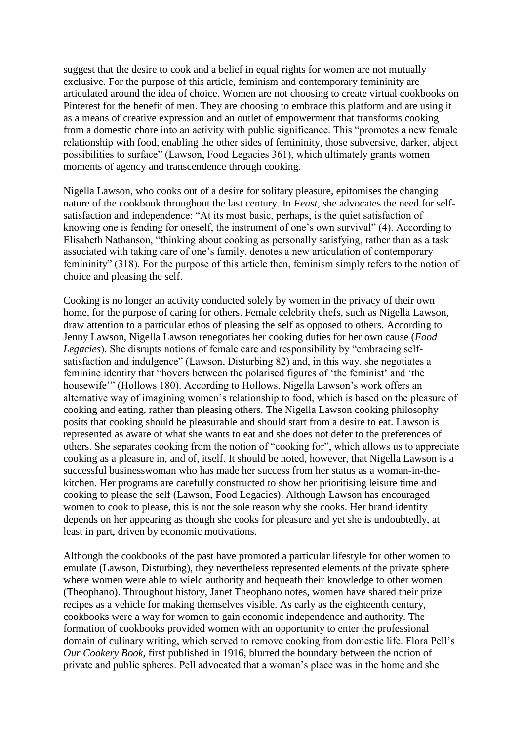suggest that the desire to cook and a belief in equal rights for women are not mutually exclusive. For the purpose of this article, feminism and contemporary femininity are articulated around the idea of choice. Women are not choosing to create virtual cookbooks on Pinterest for the benefit of men. They are choosing to embrace this platform and are using it as a means of creative expression and an outlet of empowerment that transforms cooking from a domestic chore into an activity with public significance. This "promotes a new female relationship with food, enabling the other sides of femininity, those subversive, darker, abject possibilities to surface" (Lawson, Food Legacies 361), which ultimately grants women moments of agency and transcendence through cooking.

Nigella Lawson, who cooks out of a desire for solitary pleasure, epitomises the changing nature of the cookbook throughout the last century. In *Feast*, she advocates the need for self-satisfaction and independence: "At its most basic, perhaps, is the quiet satisfaction of knowing one is fending for oneself, the instrument of one's own survival" (4). According to Elisabeth Nathanson, "thinking about cooking as personally satisfying, rather than as a task associated with taking care of one's family, denotes a new articulation of contemporary femininity" (318). For the purpose of this article then, feminism simply refers to the notion of choice and pleasing the self.

Cooking is no longer an activity conducted solely by women in the privacy of their own home, for the purpose of caring for others. Female celebrity chefs, such as Nigella Lawson, draw attention to a particular ethos of pleasing the self as opposed to others. According to Jenny Lawson, Nigella Lawson renegotiates her cooking duties for her own cause (*Food Legacies*). She disrupts notions of female care and responsibility by "embracing self-satisfaction and indulgence" (Lawson, Disturbing 82) and, in this way, she negotiates a feminine identity that "hovers between the polarised figures of 'the feminist' and 'the housewife'" (Hollows 180). According to Hollows, Nigella Lawson's work offers an alternative way of imagining women's relationship to food, which is based on the pleasure of cooking and eating, rather than pleasing others. The Nigella Lawson cooking philosophy posits that cooking should be pleasurable and should start from a desire to eat. Lawson is represented as aware of what she wants to eat and she does not defer to the preferences of others. She separates cooking from the notion of "cooking for", which allows us to appreciate cooking as a pleasure in, and of, itself. It should be noted, however, that Nigella Lawson is a successful businesswoman who has made her success from her status as a woman-in-the-kitchen. Her programs are carefully constructed to show her prioritising leisure time and cooking to please the self (Lawson, Food Legacies). Although Lawson has encouraged women to cook to please, this is not the sole reason why she cooks. Her brand identity depends on her appearing as though she cooks for pleasure and yet she is undoubtedly, at least in part, driven by economic motivations.

Although the cookbooks of the past have promoted a particular lifestyle for other women to emulate (Lawson, Disturbing), they nevertheless represented elements of the private sphere where women were able to wield authority and bequeath their knowledge to other women (Theophano). Throughout history, Janet Theophano notes, women have shared their prize recipes as a vehicle for making themselves visible. As early as the eighteenth century, cookbooks were a way for women to gain economic independence and authority. The formation of cookbooks provided women with an opportunity to enter the professional domain of culinary writing, which served to remove cooking from domestic life. Flora Pell's *Our Cookery Book*, first published in 1916, blurred the boundary between the notion of private and public spheres. Pell advocated that a woman's place was in the home and she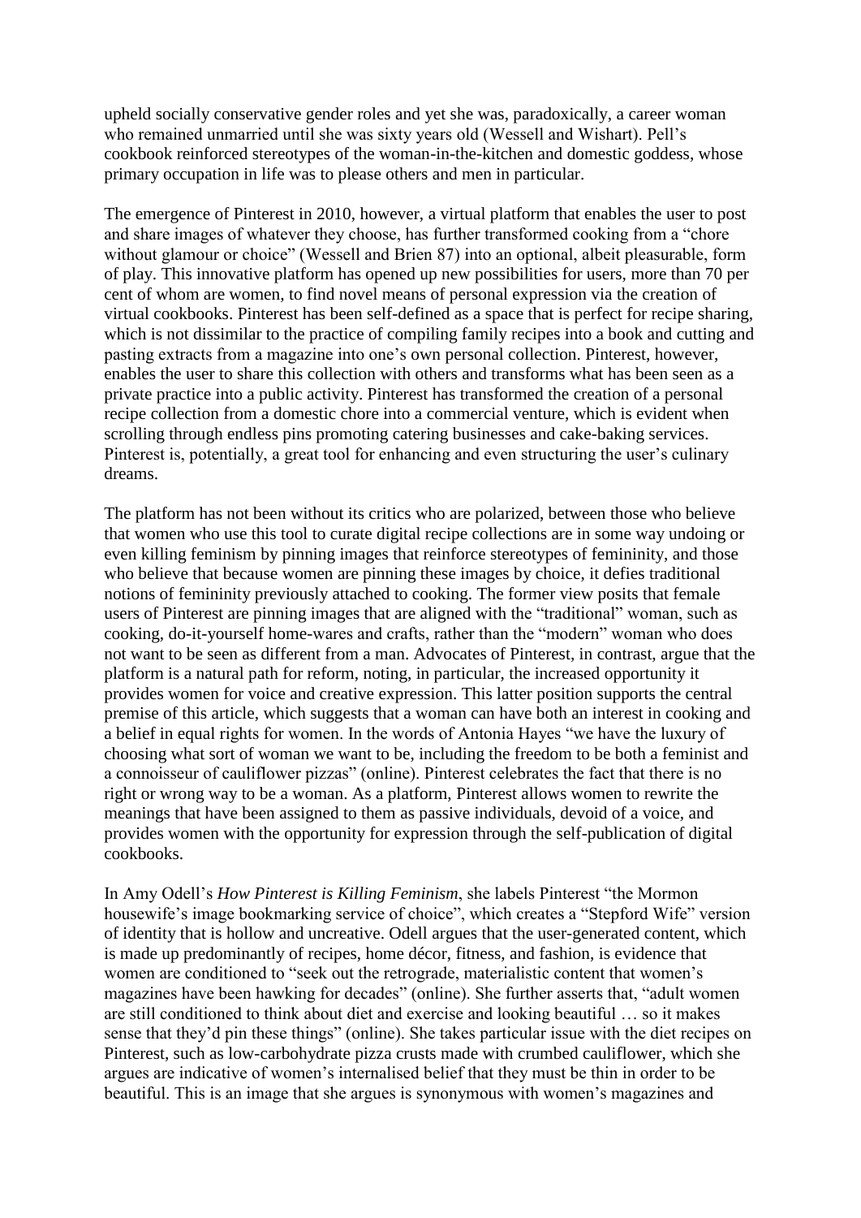upheld socially conservative gender roles and yet she was, paradoxically, a career woman who remained unmarried until she was sixty years old (Wessell and Wishart). Pell's cookbook reinforced stereotypes of the woman-in-the-kitchen and domestic goddess, whose primary occupation in life was to please others and men in particular.

The emergence of Pinterest in 2010, however, a virtual platform that enables the user to post and share images of whatever they choose, has further transformed cooking from a "chore without glamour or choice" (Wessell and Brien 87) into an optional, albeit pleasurable, form of play. This innovative platform has opened up new possibilities for users, more than 70 per cent of whom are women, to find novel means of personal expression via the creation of virtual cookbooks. Pinterest has been self-defined as a space that is perfect for recipe sharing, which is not dissimilar to the practice of compiling family recipes into a book and cutting and pasting extracts from a magazine into one's own personal collection. Pinterest, however, enables the user to share this collection with others and transforms what has been seen as a private practice into a public activity. Pinterest has transformed the creation of a personal recipe collection from a domestic chore into a commercial venture, which is evident when scrolling through endless pins promoting catering businesses and cake-baking services. Pinterest is, potentially, a great tool for enhancing and even structuring the user's culinary dreams.

The platform has not been without its critics who are polarized, between those who believe that women who use this tool to curate digital recipe collections are in some way undoing or even killing feminism by pinning images that reinforce stereotypes of femininity, and those who believe that because women are pinning these images by choice, it defies traditional notions of femininity previously attached to cooking. The former view posits that female users of Pinterest are pinning images that are aligned with the "traditional" woman, such as cooking, do-it-yourself home-wares and crafts, rather than the "modern" woman who does not want to be seen as different from a man. Advocates of Pinterest, in contrast, argue that the platform is a natural path for reform, noting, in particular, the increased opportunity it provides women for voice and creative expression. This latter position supports the central premise of this article, which suggests that a woman can have both an interest in cooking and a belief in equal rights for women. In the words of Antonia Hayes "we have the luxury of choosing what sort of woman we want to be, including the freedom to be both a feminist and a connoisseur of cauliflower pizzas" (online). Pinterest celebrates the fact that there is no right or wrong way to be a woman. As a platform, Pinterest allows women to rewrite the meanings that have been assigned to them as passive individuals, devoid of a voice, and provides women with the opportunity for expression through the self-publication of digital cookbooks.

In Amy Odell's *How Pinterest is Killing Feminism*, she labels Pinterest "the Mormon housewife's image bookmarking service of choice", which creates a "Stepford Wife" version of identity that is hollow and uncreative. Odell argues that the user-generated content, which is made up predominantly of recipes, home décor, fitness, and fashion, is evidence that women are conditioned to "seek out the retrograde, materialistic content that women's magazines have been hawking for decades" (online). She further asserts that, "adult women are still conditioned to think about diet and exercise and looking beautiful … so it makes sense that they'd pin these things" (online). She takes particular issue with the diet recipes on Pinterest, such as low-carbohydrate pizza crusts made with crumbed cauliflower, which she argues are indicative of women's internalised belief that they must be thin in order to be beautiful. This is an image that she argues is synonymous with women's magazines and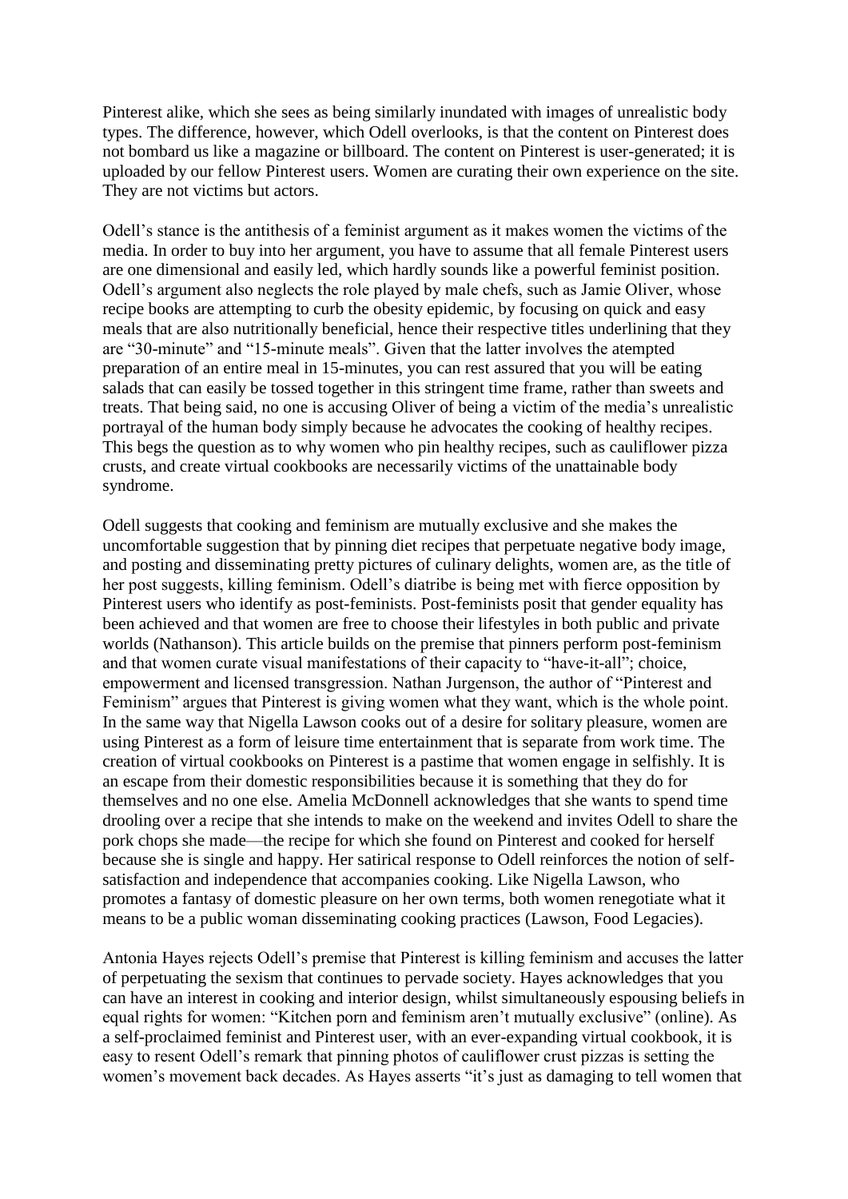Pinterest alike, which she sees as being similarly inundated with images of unrealistic body types. The difference, however, which Odell overlooks, is that the content on Pinterest does not bombard us like a magazine or billboard. The content on Pinterest is user-generated; it is uploaded by our fellow Pinterest users. Women are curating their own experience on the site. They are not victims but actors.

Odell's stance is the antithesis of a feminist argument as it makes women the victims of the media. In order to buy into her argument, you have to assume that all female Pinterest users are one dimensional and easily led, which hardly sounds like a powerful feminist position. Odell's argument also neglects the role played by male chefs, such as Jamie Oliver, whose recipe books are attempting to curb the obesity epidemic, by focusing on quick and easy meals that are also nutritionally beneficial, hence their respective titles underlining that they are "30-minute" and "15-minute meals". Given that the latter involves the atempted preparation of an entire meal in 15-minutes, you can rest assured that you will be eating salads that can easily be tossed together in this stringent time frame, rather than sweets and treats. That being said, no one is accusing Oliver of being a victim of the media's unrealistic portrayal of the human body simply because he advocates the cooking of healthy recipes. This begs the question as to why women who pin healthy recipes, such as cauliflower pizza crusts, and create virtual cookbooks are necessarily victims of the unattainable body syndrome.

Odell suggests that cooking and feminism are mutually exclusive and she makes the uncomfortable suggestion that by pinning diet recipes that perpetuate negative body image, and posting and disseminating pretty pictures of culinary delights, women are, as the title of her post suggests, killing feminism. Odell's diatribe is being met with fierce opposition by Pinterest users who identify as post-feminists. Post-feminists posit that gender equality has been achieved and that women are free to choose their lifestyles in both public and private worlds (Nathanson). This article builds on the premise that pinners perform post-feminism and that women curate visual manifestations of their capacity to "have-it-all"; choice, empowerment and licensed transgression. Nathan Jurgenson, the author of "Pinterest and Feminism" argues that Pinterest is giving women what they want, which is the whole point. In the same way that Nigella Lawson cooks out of a desire for solitary pleasure, women are using Pinterest as a form of leisure time entertainment that is separate from work time. The creation of virtual cookbooks on Pinterest is a pastime that women engage in selfishly. It is an escape from their domestic responsibilities because it is something that they do for themselves and no one else. Amelia McDonnell acknowledges that she wants to spend time drooling over a recipe that she intends to make on the weekend and invites Odell to share the pork chops she made—the recipe for which she found on Pinterest and cooked for herself because she is single and happy. Her satirical response to Odell reinforces the notion of self-satisfaction and independence that accompanies cooking. Like Nigella Lawson, who promotes a fantasy of domestic pleasure on her own terms, both women renegotiate what it means to be a public woman disseminating cooking practices (Lawson, Food Legacies).

Antonia Hayes rejects Odell's premise that Pinterest is killing feminism and accuses the latter of perpetuating the sexism that continues to pervade society. Hayes acknowledges that you can have an interest in cooking and interior design, whilst simultaneously espousing beliefs in equal rights for women: "Kitchen porn and feminism aren't mutually exclusive" (online). As a self-proclaimed feminist and Pinterest user, with an ever-expanding virtual cookbook, it is easy to resent Odell's remark that pinning photos of cauliflower crust pizzas is setting the women's movement back decades. As Hayes asserts "it's just as damaging to tell women that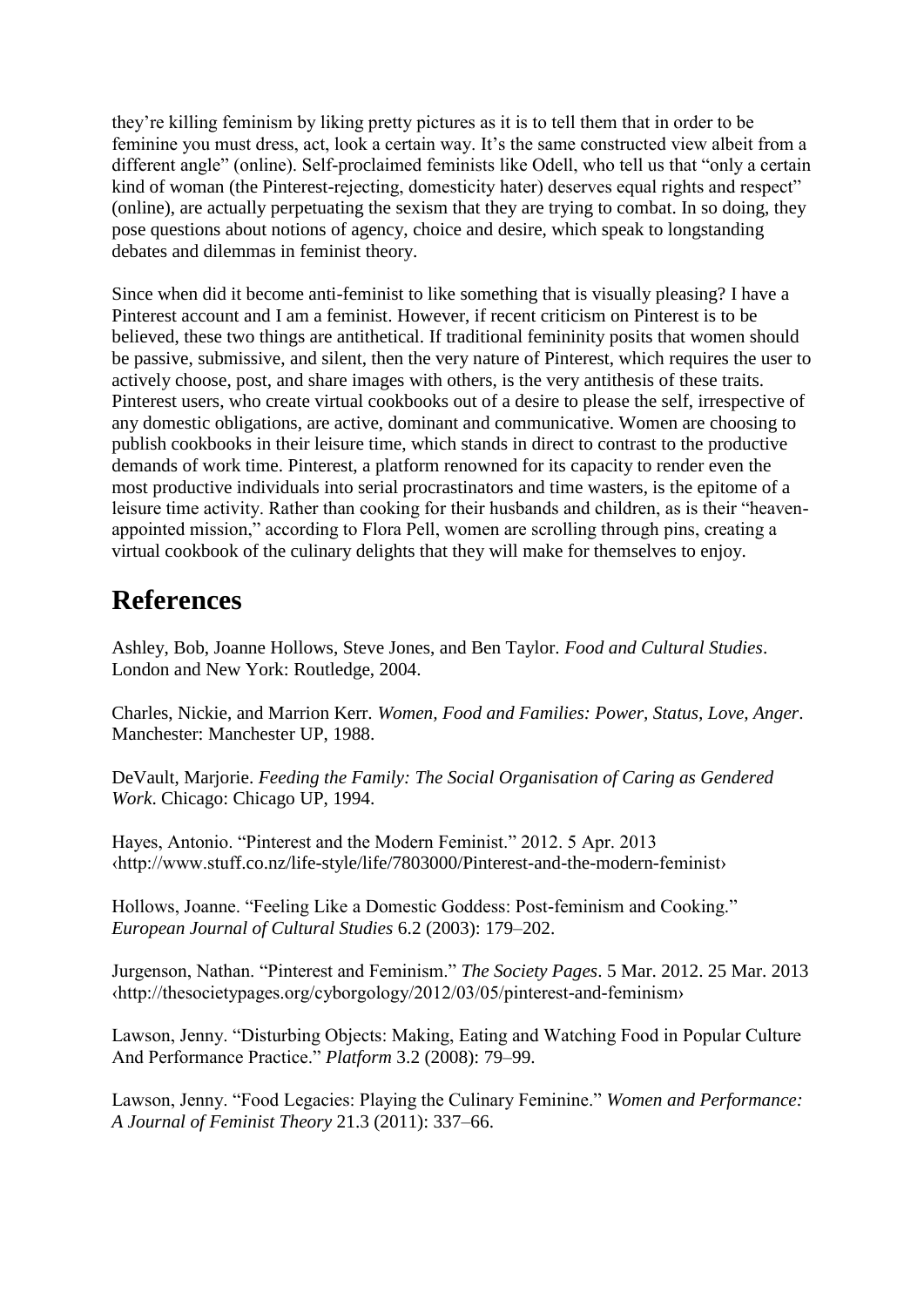they're killing feminism by liking pretty pictures as it is to tell them that in order to be feminine you must dress, act, look a certain way. It's the same constructed view albeit from a different angle" (online). Self-proclaimed feminists like Odell, who tell us that "only a certain kind of woman (the Pinterest-rejecting, domesticity hater) deserves equal rights and respect" (online), are actually perpetuating the sexism that they are trying to combat. In so doing, they pose questions about notions of agency, choice and desire, which speak to longstanding debates and dilemmas in feminist theory.

Since when did it become anti-feminist to like something that is visually pleasing? I have a Pinterest account and I am a feminist. However, if recent criticism on Pinterest is to be believed, these two things are antithetical. If traditional femininity posits that women should be passive, submissive, and silent, then the very nature of Pinterest, which requires the user to actively choose, post, and share images with others, is the very antithesis of these traits. Pinterest users, who create virtual cookbooks out of a desire to please the self, irrespective of any domestic obligations, are active, dominant and communicative. Women are choosing to publish cookbooks in their leisure time, which stands in direct to contrast to the productive demands of work time. Pinterest, a platform renowned for its capacity to render even the most productive individuals into serial procrastinators and time wasters, is the epitome of a leisure time activity. Rather than cooking for their husbands and children, as is their "heaven-appointed mission," according to Flora Pell, women are scrolling through pins, creating a virtual cookbook of the culinary delights that they will make for themselves to enjoy.

## References

Ashley, Bob, Joanne Hollows, Steve Jones, and Ben Taylor. *Food and Cultural Studies*. London and New York: Routledge, 2004.

Charles, Nickie, and Marrion Kerr. *Women, Food and Families: Power, Status, Love, Anger*. Manchester: Manchester UP, 1988.

DeVault, Marjorie. *Feeding the Family: The Social Organisation of Caring as Gendered Work*. Chicago: Chicago UP, 1994.

Hayes, Antonio. "Pinterest and the Modern Feminist." 2012. 5 Apr. 2013 ‹http://www.stuff.co.nz/life-style/life/7803000/Pinterest-and-the-modern-feminist›

Hollows, Joanne. "Feeling Like a Domestic Goddess: Post-feminism and Cooking." *European Journal of Cultural Studies* 6.2 (2003): 179–202.

Jurgenson, Nathan. "Pinterest and Feminism." *The Society Pages*. 5 Mar. 2012. 25 Mar. 2013 ‹http://thesocietypages.org/cyborgology/2012/03/05/pinterest-and-feminism›

Lawson, Jenny. "Disturbing Objects: Making, Eating and Watching Food in Popular Culture And Performance Practice." *Platform* 3.2 (2008): 79–99.

Lawson, Jenny. "Food Legacies: Playing the Culinary Feminine." *Women and Performance: A Journal of Feminist Theory* 21.3 (2011): 337–66.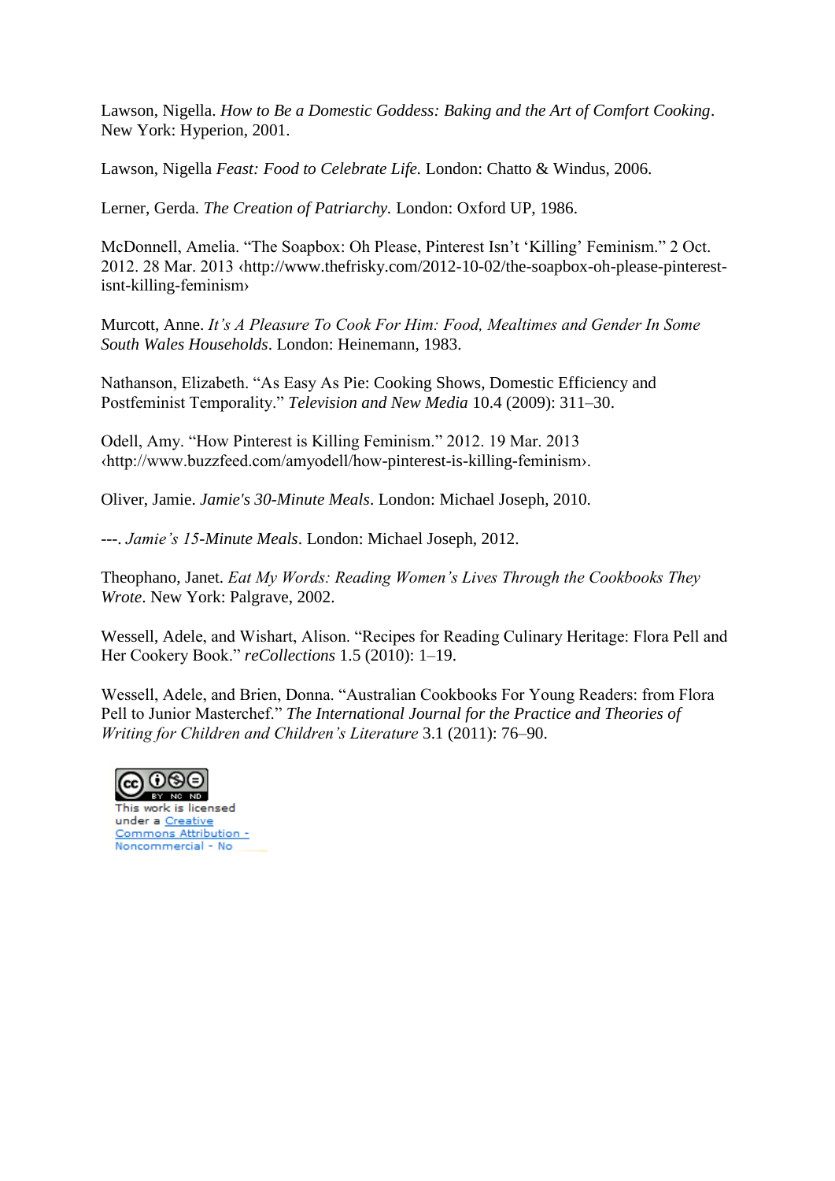Lawson, Nigella. *How to Be a Domestic Goddess: Baking and the Art of Comfort Cooking*. New York: Hyperion, 2001.

Lawson, Nigella *Feast: Food to Celebrate Life.* London: Chatto & Windus, 2006.

Lerner, Gerda. *The Creation of Patriarchy.* London: Oxford UP, 1986.

McDonnell, Amelia. "The Soapbox: Oh Please, Pinterest Isn't 'Killing' Feminism." 2 Oct. 2012. 28 Mar. 2013 ‹http://www.thefrisky.com/2012-10-02/the-soapbox-oh-please-pinterest-isnt-killing-feminism›

Murcott, Anne. *It's A Pleasure To Cook For Him: Food, Mealtimes and Gender In Some South Wales Households*. London: Heinemann, 1983.

Nathanson, Elizabeth. "As Easy As Pie: Cooking Shows, Domestic Efficiency and Postfeminist Temporality." *Television and New Media* 10.4 (2009): 311–30.

Odell, Amy. "How Pinterest is Killing Feminism." 2012. 19 Mar. 2013 ‹http://www.buzzfeed.com/amyodell/how-pinterest-is-killing-feminism›.

Oliver, Jamie. *Jamie's 30-Minute Meals*. London: Michael Joseph, 2010.

---. *Jamie's 15-Minute Meals*. London: Michael Joseph, 2012.

Theophano, Janet. *Eat My Words: Reading Women's Lives Through the Cookbooks They Wrote*. New York: Palgrave, 2002.

Wessell, Adele, and Wishart, Alison. "Recipes for Reading Culinary Heritage: Flora Pell and Her Cookery Book." *reCollections* 1.5 (2010): 1–19.

Wessell, Adele, and Brien, Donna. "Australian Cookbooks For Young Readers: from Flora Pell to Junior Masterchef." *The International Journal for the Practice and Theories of Writing for Children and Children's Literature* 3.1 (2011): 76–90.

This work is licensed under a Creative Commons Attribution - Noncommercial - No